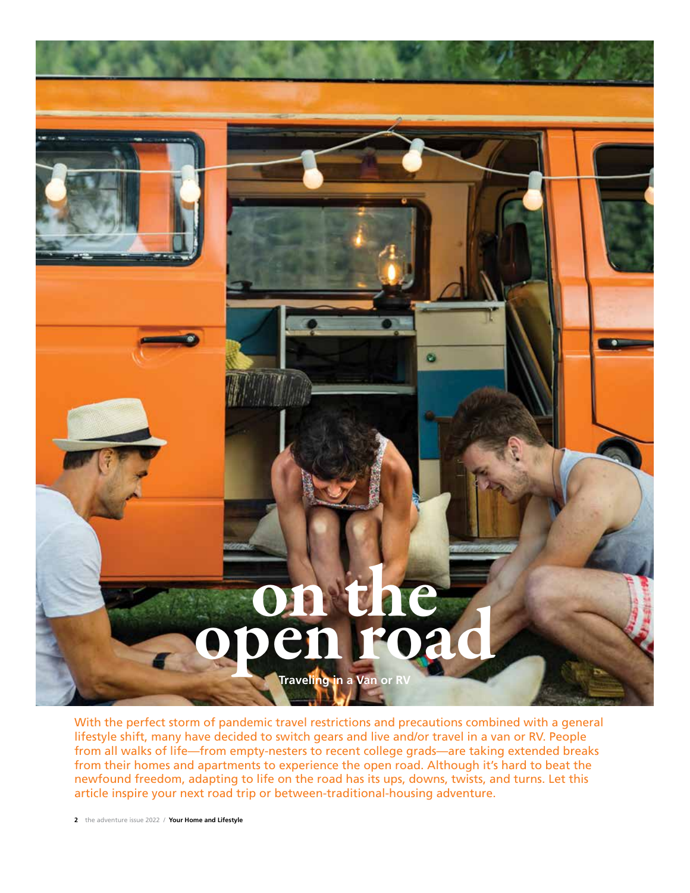# on the open road

## Traveling in a Van or RV

With the perfect storm of pandemic travel restrictions and precautions combined with a general lifestyle shift, many have decided to switch gears and live and/or travel in a van or RV. People from all walks of life—from empty-nesters to recent college grads—are taking extended breaks from their homes and apartments to experience the open road. Although it's hard to beat the newfound freedom, adapting to life on the road has its ups, downs, twists, and turns. Let this article inspire your next road trip or between-traditional-housing adventure.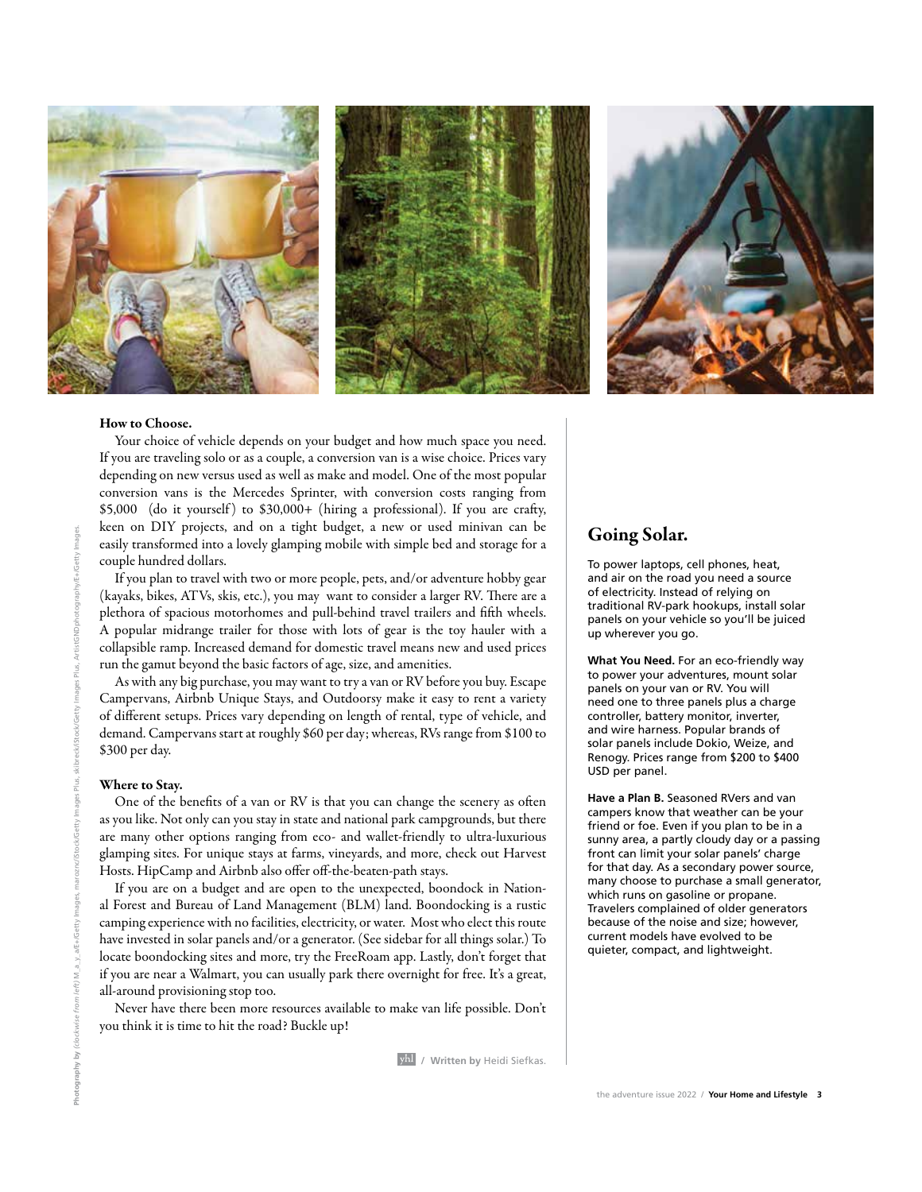### How to Choose.

Your choice of vehicle depends on your budget and how much space you need. If you are traveling solo or as a couple, a conversion van is a wise choice. Prices vary depending on new versus used as well as make and model. One of the most popular conversion vans is the Mercedes Sprinter, with conversion costs ranging from $5,000 (do it yourself) to $30,000+ (hiring a professional). If you are crafty, keen on DIY projects, and on a tight budget, a new or used minivan can be easily transformed into a lovely glamping mobile with simple bed and storage for a couple hundred dollars.

If you plan to travel with two or more people, pets, and/or adventure hobby gear (kayaks, bikes, ATVs, skis, etc.), you may want to consider a larger RV. There are a plethora of spacious motorhomes and pull-behind travel trailers and fifth wheels. A popular midrange trailer for those with lots of gear is the toy hauler with a collapsible ramp. Increased demand for domestic travel means new and used prices run the gamut beyond the basic factors of age, size, and amenities.

As with any big purchase, you may want to try a van or RV before you buy. Escape Campervans, Airbnb Unique Stays, and Outdoorsy make it easy to rent a variety of different setups. Prices vary depending on length of rental, type of vehicle, and demand. Campervans start at roughly $60 per day; whereas, RVs range from $100 to $300 per day.

### Where to Stay.

One of the benefits of a van or RV is that you can change the scenery as often as you like. Not only can you stay in state and national park campgrounds, but there are many other options ranging from eco- and wallet-friendly to ultra-luxurious glamping sites. For unique stays at farms, vineyards, and more, check out Harvest Hosts. HipCamp and Airbnb also offer off-the-beaten-path stays.

If you are on a budget and are open to the unexpected, boondock in National Forest and Bureau of Land Management (BLM) land. Boondocking is a rustic camping experience with no facilities, electricity, or water. Most who elect this route have invested in solar panels and/or a generator. (See sidebar for all things solar.) To locate boondocking sites and more, try the FreeRoam app. Lastly, don't forget that if you are near a Walmart, you can usually park there overnight for free. It's a great, all-around provisioning stop too.

Never have there been more resources available to make van life possible. Don't you think it is time to hit the road? Buckle up!

yhl / **Written by** Heidi Siefkas.

## Going Solar.

To power laptops, cell phones, heat, and air on the road you need a source of electricity. Instead of relying on traditional RV-park hookups, install solar panels on your vehicle so you'll be juiced up wherever you go.

**What You Need.** For an eco-friendly way to power your adventures, mount solar panels on your van or RV. You will need one to three panels plus a charge controller, battery monitor, inverter, and wire harness. Popular brands of solar panels include Dokio, Weize, and Renogy. Prices range from $200 to $400 USD per panel.

**Have a Plan B.** Seasoned RVers and van campers know that weather can be your friend or foe. Even if you plan to be in a sunny area, a partly cloudy day or a passing front can limit your solar panels' charge for that day. As a secondary power source, many choose to purchase a small generator, which runs on gasoline or propane. Travelers complained of older generators because of the noise and size; however, current models have evolved to be quieter, compact, and lightweight.

**Photography by** *(clockwise from left)* M_a_y_a/E+/Getty Images, marozn/iStock/Getty Images Plus, skibreck/iStock/Getty Images Plus, ArtistGNDphotography/E+/Getty Images.